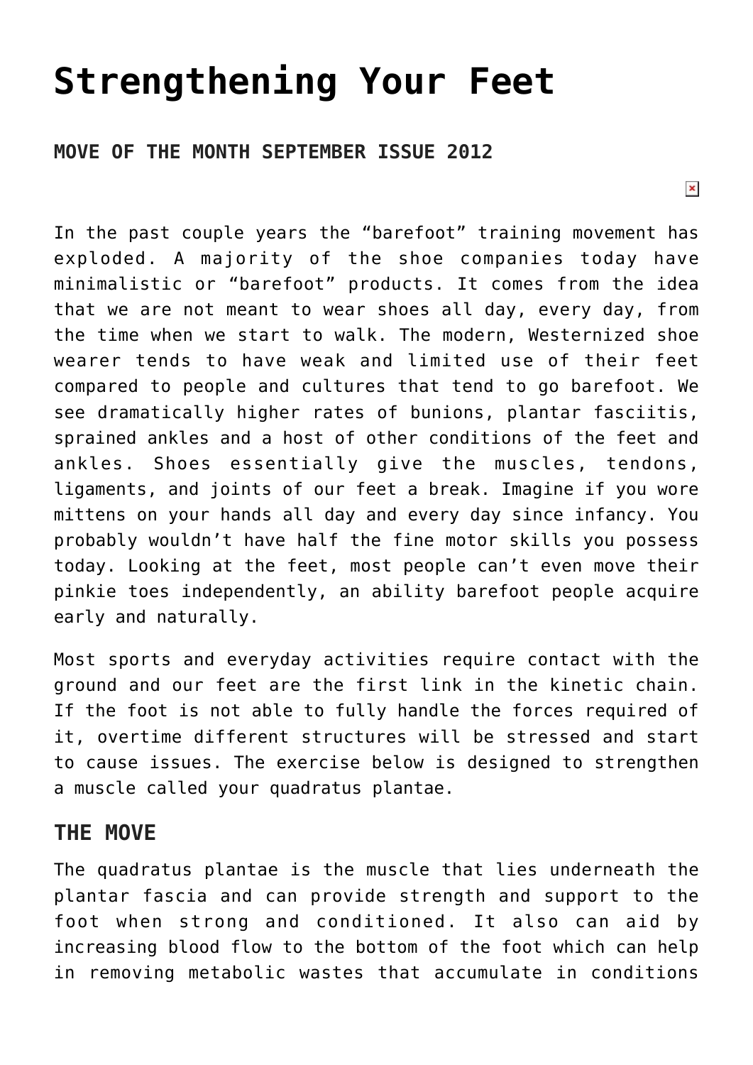# Strengthening Your Feet

### MOVE OF THE MONTH SEPTEMBER ISSUE 2012

In the past couple years the "barefoot" training movement has exploded. A majority of the shoe companies today have minimalistic or "barefoot" products. It comes from the idea that we are not meant to wear shoes all day, every day, from the time when we start to walk. The modern, Westernized shoe wearer tends to have weak and limited use of their feet compared to people and cultures that tend to go barefoot. We see dramatically higher rates of bunions, plantar fasciitis, sprained ankles and a host of other conditions of the feet and ankles. Shoes essentially give the muscles, tendons, ligaments, and joints of our feet a break. Imagine if you wore mittens on your hands all day and every day since infancy. You probably wouldn't have half the fine motor skills you possess today. Looking at the feet, most people can't even move their pinkie toes independently, an ability barefoot people acquire early and naturally.

Most sports and everyday activities require contact with the ground and our feet are the first link in the kinetic chain. If the foot is not able to fully handle the forces required of it, overtime different structures will be stressed and start to cause issues. The exercise below is designed to strengthen a muscle called your quadratus plantae.

### THE MOVE

The quadratus plantae is the muscle that lies underneath the plantar fascia and can provide strength and support to the foot when strong and conditioned. It also can aid by increasing blood flow to the bottom of the foot which can help in removing metabolic wastes that accumulate in conditions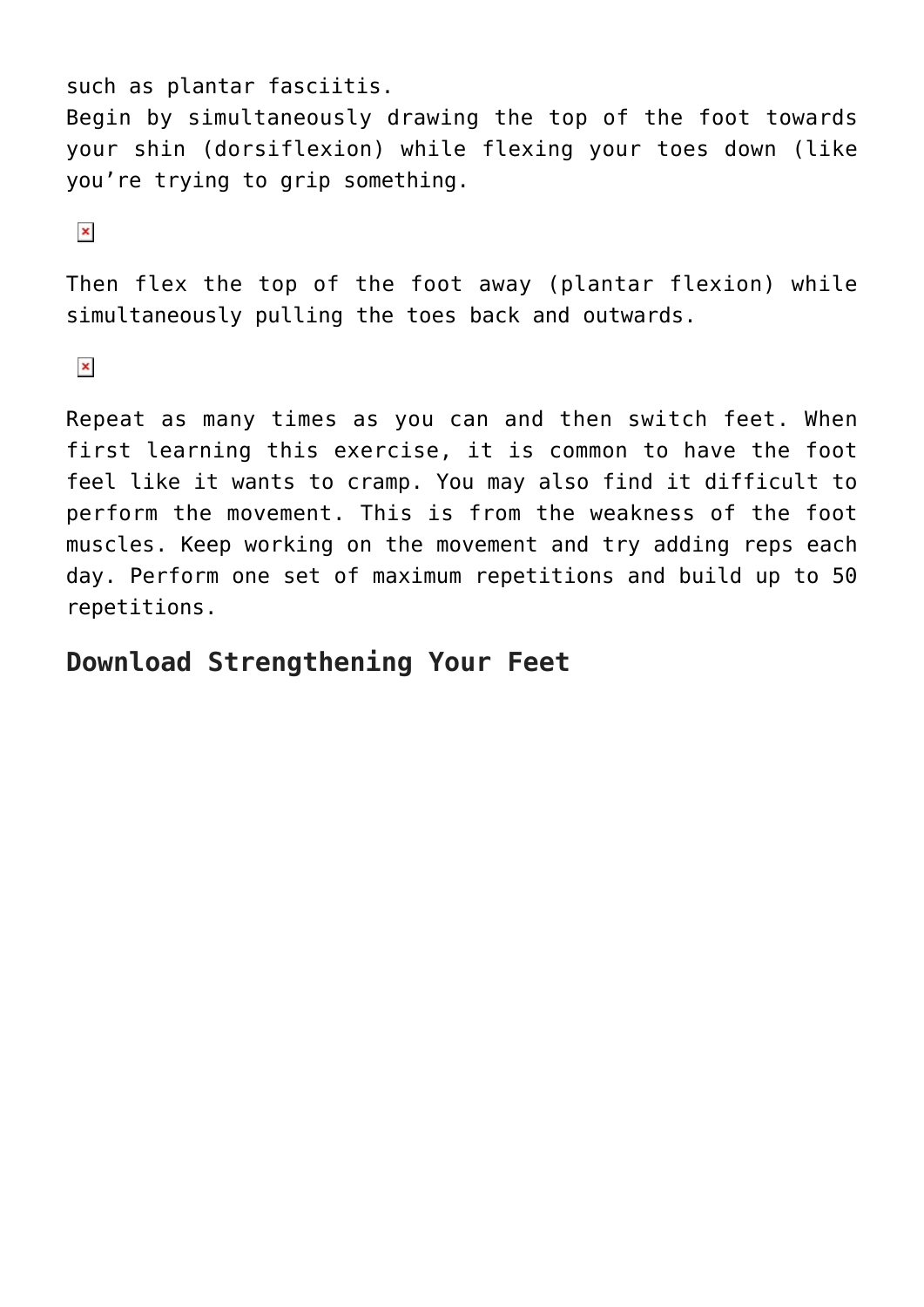such as plantar fasciitis.
Begin by simultaneously drawing the top of the foot towards your shin (dorsiflexion) while flexing your toes down (like you're trying to grip something.

Then flex the top of the foot away (plantar flexion) while simultaneously pulling the toes back and outwards.

Repeat as many times as you can and then switch feet. When first learning this exercise, it is common to have the foot feel like it wants to cramp. You may also find it difficult to perform the movement. This is from the weakness of the foot muscles. Keep working on the movement and try adding reps each day. Perform one set of maximum repetitions and build up to 50 repetitions.

## Download Strengthening Your Feet